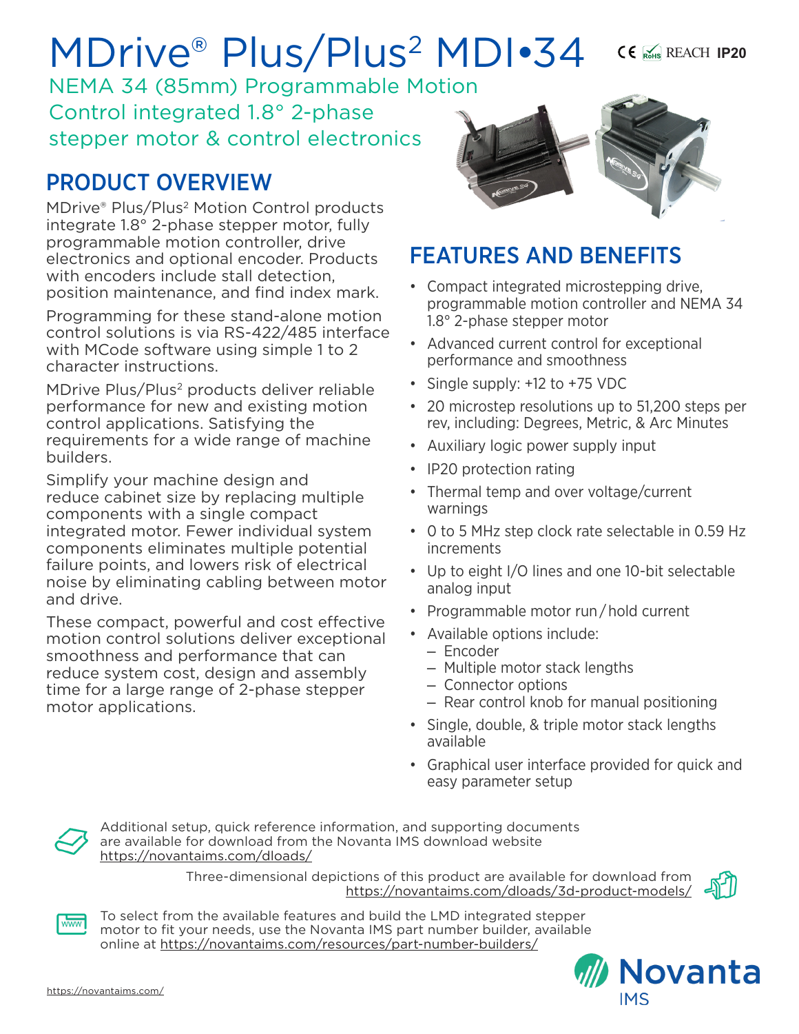# MDrive® Plus/Plus² MDI•34

CE RoHS REACH **IP20**

NEMA 34 (85mm) Programmable Motion Control integrated 1.8° 2-phase stepper motor & control electronics

## PRODUCT OVERVIEW

MDrive® Plus/Plus² Motion Control products integrate 1.8° 2-phase stepper motor, fully programmable motion controller, drive electronics and optional encoder. Products with encoders include stall detection, position maintenance, and find index mark.

Programming for these stand-alone motion control solutions is via RS-422/485 interface with MCode software using simple 1 to 2 character instructions.

MDrive Plus/Plus² products deliver reliable performance for new and existing motion control applications. Satisfying the requirements for a wide range of machine builders.

Simplify your machine design and reduce cabinet size by replacing multiple components with a single compact integrated motor. Fewer individual system components eliminates multiple potential failure points, and lowers risk of electrical noise by eliminating cabling between motor and drive.

These compact, powerful and cost effective motion control solutions deliver exceptional smoothness and performance that can reduce system cost, design and assembly time for a large range of 2-phase stepper motor applications.

## FEATURES AND BENEFITS

- Compact integrated microstepping drive, programmable motion controller and NEMA 34 1.8° 2-phase stepper motor
- Advanced current control for exceptional performance and smoothness
- Single supply: +12 to +75 VDC
- 20 microstep resolutions up to 51,200 steps per rev, including: Degrees, Metric, & Arc Minutes
- Auxiliary logic power supply input
- IP20 protection rating
- Thermal temp and over voltage/current warnings
- 0 to 5 MHz step clock rate selectable in 0.59 Hz increments
- Up to eight I/O lines and one 10-bit selectable analog input
- Programmable motor run / hold current
- Available options include:
  - Encoder
  - Multiple motor stack lengths
  - Connector options
  - Rear control knob for manual positioning
- Single, double, & triple motor stack lengths available
- Graphical user interface provided for quick and easy parameter setup

Additional setup, quick reference information, and supporting documents are available for download from the Novanta IMS download website https://novantaims.com/dloads/

Three-dimensional depictions of this product are available for download from https://novantaims.com/dloads/3d-product-models/

To select from the available features and build the LMD integrated stepper motor to fit your needs, use the Novanta IMS part number builder, available online at https://novantaims.com/resources/part-number-builders/

https://novantaims.com/

Novanta IMS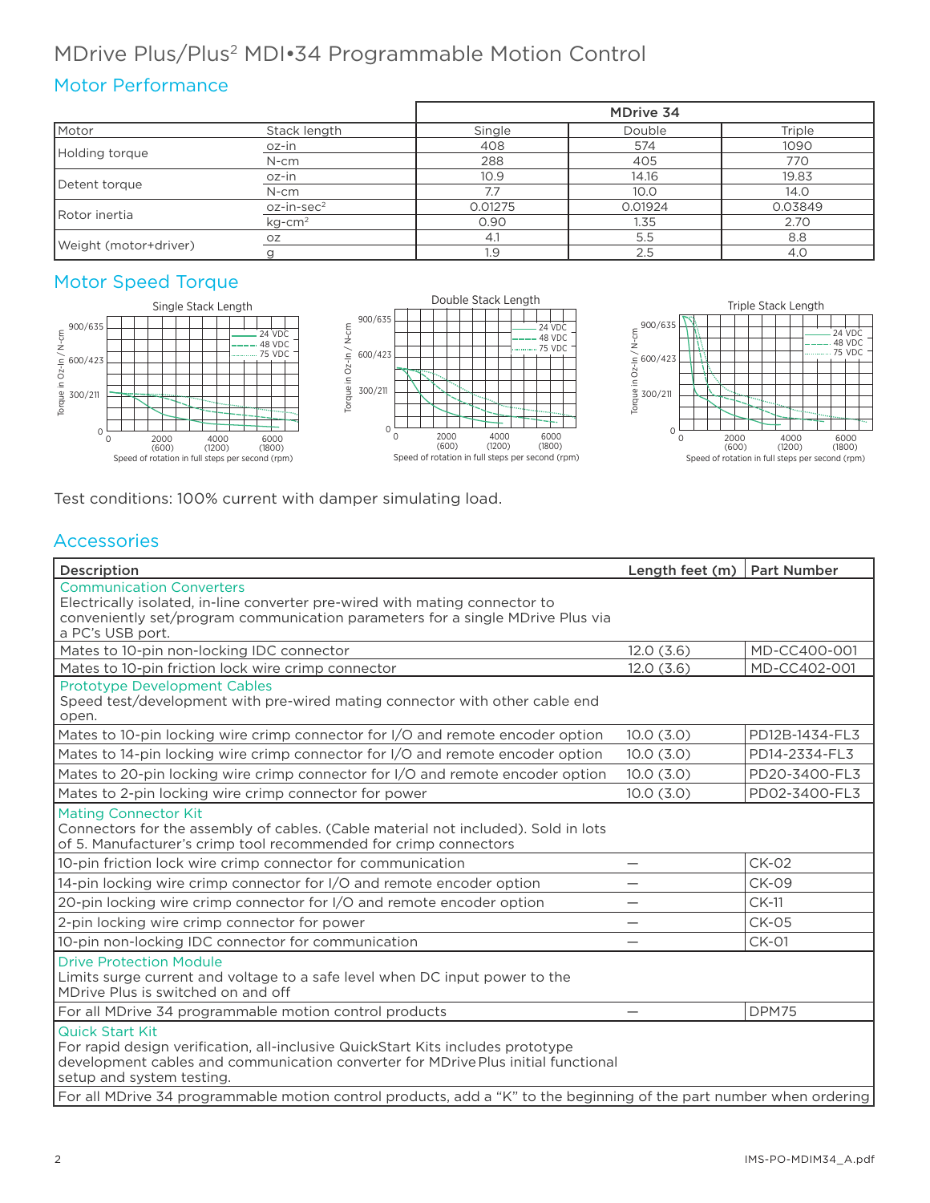# MDrive Plus/Plus² MDI•34 Programmable Motion Control

## Motor Performance

| Motor | Stack length | MDrive 34 Single | MDrive 34 Double | MDrive 34 Triple |
|---|---|---|---|---|
| Holding torque | oz-in | 408 | 574 | 1090 |
| | N-cm | 288 | 405 | 770 |
| Detent torque | oz-in | 10.9 | 14.16 | 19.83 |
| | N-cm | 7.7 | 10.0 | 14.0 |
| Rotor inertia | oz-in-sec² | 0.01275 | 0.01924 | 0.03849 |
| | kg-cm² | 0.90 | 1.35 | 2.70 |
| Weight (motor+driver) | oz | 4.1 | 5.5 | 8.8 |
| | g | 1.9 | 2.5 | 4.0 |

## Motor Speed Torque

Single Stack Length

Torque in Oz-In / N-cm

900/635
600/423
300/211
0

0
2000 (600)
4000 (1200)
6000 (1800)

Speed of rotation in full steps per second (rpm)

24 VDC
48 VDC
75 VDC

Double Stack Length

Torque in Oz-In / N-cm

900/635
600/423
300/211
0

0
2000 (600)
4000 (1200)
6000 (1800)

Speed of rotation in full steps per second (rpm)

24 VDC
48 VDC
75 VDC

Triple Stack Length

Torque in Oz-In / N-cm

900/635
600/423
300/211
0

0
2000 (600)
4000 (1200)
6000 (1800)

Speed of rotation in full steps per second (rpm)

24 VDC
48 VDC
75 VDC

Test conditions: 100% current with damper simulating load.

## Accessories

| Description | Length feet (m) | Part Number |
|---|---|---|
| **Communication Converters**<br>Electrically isolated, in-line converter pre-wired with mating connector to conveniently set/program communication parameters for a single MDrive Plus via a PC's USB port. | | |
| Mates to 10-pin non-locking IDC connector | 12.0 (3.6) | MD-CC400-001 |
| Mates to 10-pin friction lock wire crimp connector | 12.0 (3.6) | MD-CC402-001 |
| **Prototype Development Cables**<br>Speed test/development with pre-wired mating connector with other cable end open. | | |
| Mates to 10-pin locking wire crimp connector for I/O and remote encoder option | 10.0 (3.0) | PD12B-1434-FL3 |
| Mates to 14-pin locking wire crimp connector for I/O and remote encoder option | 10.0 (3.0) | PD14-2334-FL3 |
| Mates to 20-pin locking wire crimp connector for I/O and remote encoder option | 10.0 (3.0) | PD20-3400-FL3 |
| Mates to 2-pin locking wire crimp connector for power | 10.0 (3.0) | PD02-3400-FL3 |
| **Mating Connector Kit**<br>Connectors for the assembly of cables. (Cable material not included). Sold in lots of 5. Manufacturer's crimp tool recommended for crimp connectors | | |
| 10-pin friction lock wire crimp connector for communication | — | CK-02 |
| 14-pin locking wire crimp connector for I/O and remote encoder option | — | CK-09 |
| 20-pin locking wire crimp connector for I/O and remote encoder option | — | CK-11 |
| 2-pin locking wire crimp connector for power | — | CK-05 |
| 10-pin non-locking IDC connector for communication | — | CK-01 |
| **Drive Protection Module**<br>Limits surge current and voltage to a safe level when DC input power to the MDrive Plus is switched on and off | | |
| For all MDrive 34 programmable motion control products | — | DPM75 |
| **Quick Start Kit**<br>For rapid design verification, all-inclusive QuickStart Kits includes prototype development cables and communication converter for MDrive Plus initial functional setup and system testing. | | |
| For all MDrive 34 programmable motion control products, add a "K" to the beginning of the part number when ordering | | |